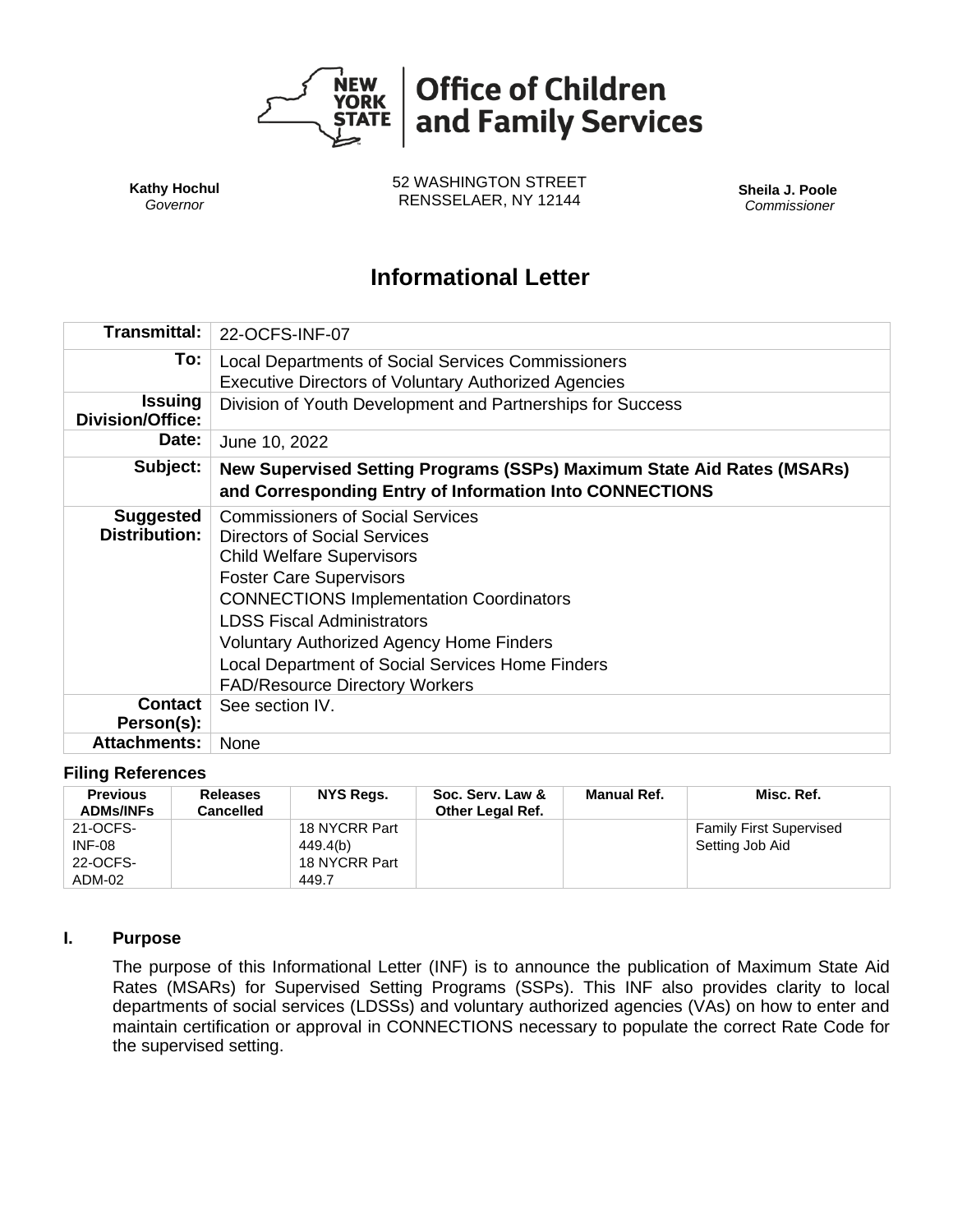**Office of Children and Family Services**

**Kathy Hochul**
*Governor*

52 WASHINGTON STREET
RENSSELAER, NY 12144

**Sheila J. Poole**
*Commissioner*

# Informational Letter

| | |
|---|---|
| **Transmittal:** | 22-OCFS-INF-07 |
| **To:** | Local Departments of Social Services Commissioners<br>Executive Directors of Voluntary Authorized Agencies |
| **Issuing Division/Office:** | Division of Youth Development and Partnerships for Success |
| **Date:** | June 10, 2022 |
| **Subject:** | **New Supervised Setting Programs (SSPs) Maximum State Aid Rates (MSARs) and Corresponding Entry of Information Into CONNECTIONS** |
| **Suggested Distribution:** | Commissioners of Social Services<br>Directors of Social Services<br>Child Welfare Supervisors<br>Foster Care Supervisors<br>CONNECTIONS Implementation Coordinators<br>LDSS Fiscal Administrators<br>Voluntary Authorized Agency Home Finders<br>Local Department of Social Services Home Finders<br>FAD/Resource Directory Workers |
| **Contact Person(s):** | See section IV. |
| **Attachments:** | None |

### Filing References

| Previous ADMs/INFs | Releases Cancelled | NYS Regs. | Soc. Serv. Law & Other Legal Ref. | Manual Ref. | Misc. Ref. |
|---|---|---|---|---|---|
| 21-OCFS-INF-08<br>22-OCFS-ADM-02 | | 18 NYCRR Part 449.4(b)<br>18 NYCRR Part 449.7 | | | Family First Supervised Setting Job Aid |

## I. Purpose

The purpose of this Informational Letter (INF) is to announce the publication of Maximum State Aid Rates (MSARs) for Supervised Setting Programs (SSPs). This INF also provides clarity to local departments of social services (LDSSs) and voluntary authorized agencies (VAs) on how to enter and maintain certification or approval in CONNECTIONS necessary to populate the correct Rate Code for the supervised setting.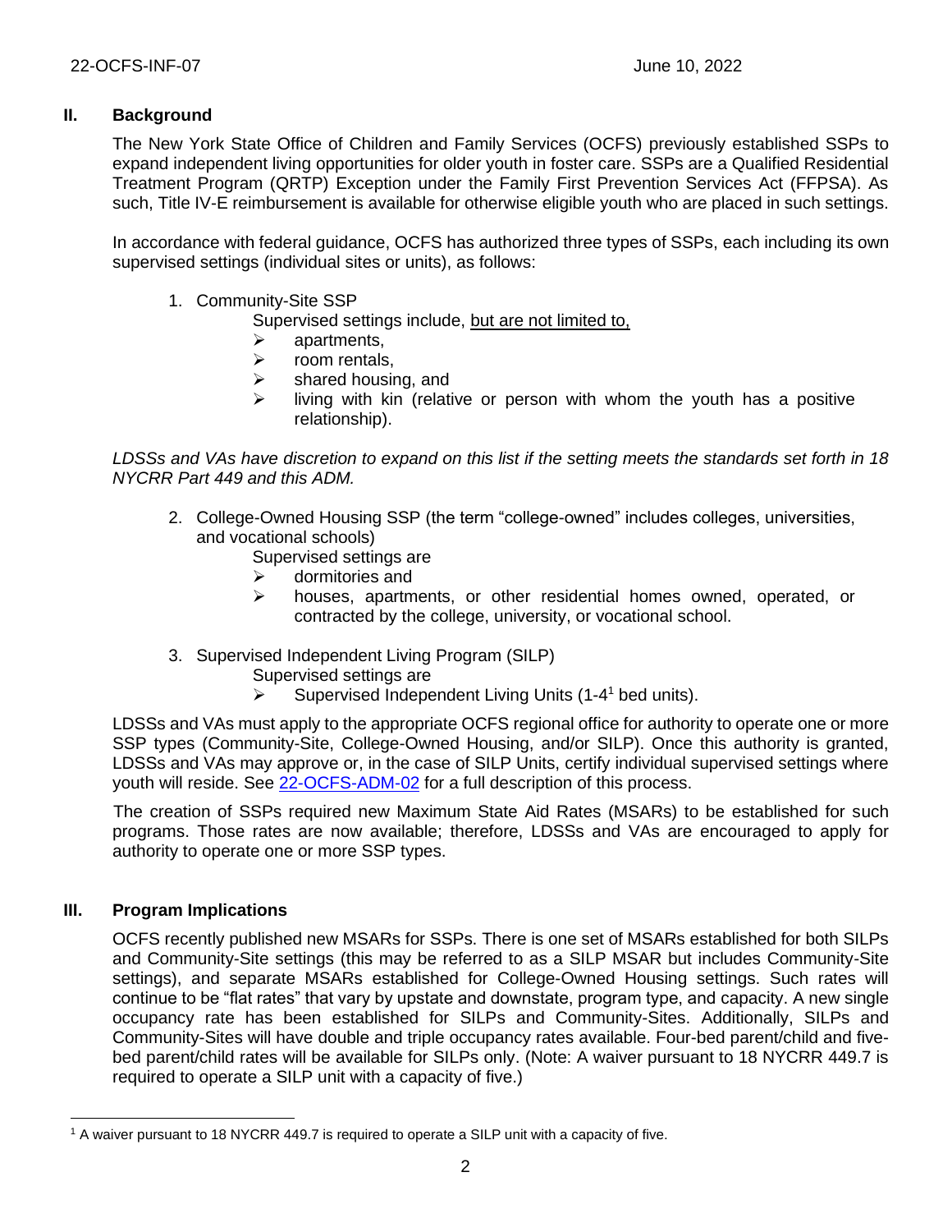## II. Background

The New York State Office of Children and Family Services (OCFS) previously established SSPs to expand independent living opportunities for older youth in foster care. SSPs are a Qualified Residential Treatment Program (QRTP) Exception under the Family First Prevention Services Act (FFPSA). As such, Title IV-E reimbursement is available for otherwise eligible youth who are placed in such settings.

In accordance with federal guidance, OCFS has authorized three types of SSPs, each including its own supervised settings (individual sites or units), as follows:

1. Community-Site SSP

   Supervised settings include, <u>but are not limited to,</u>
   - apartments,
   - room rentals,
   - shared housing, and
   - living with kin (relative or person with whom the youth has a positive relationship).

*LDSSs and VAs have discretion to expand on this list if the setting meets the standards set forth in 18 NYCRR Part 449 and this ADM.*

2. College-Owned Housing SSP (the term "college-owned" includes colleges, universities, and vocational schools)

   Supervised settings are
   - dormitories and
   - houses, apartments, or other residential homes owned, operated, or contracted by the college, university, or vocational school.

3. Supervised Independent Living Program (SILP)

   Supervised settings are
   - Supervised Independent Living Units (1-4[1] bed units).

LDSSs and VAs must apply to the appropriate OCFS regional office for authority to operate one or more SSP types (Community-Site, College-Owned Housing, and/or SILP). Once this authority is granted, LDSSs and VAs may approve or, in the case of SILP Units, certify individual supervised settings where youth will reside. See [22-OCFS-ADM-02] for a full description of this process.

The creation of SSPs required new Maximum State Aid Rates (MSARs) to be established for such programs. Those rates are now available; therefore, LDSSs and VAs are encouraged to apply for authority to operate one or more SSP types.

## III. Program Implications

OCFS recently published new MSARs for SSPs. There is one set of MSARs established for both SILPs and Community-Site settings (this may be referred to as a SILP MSAR but includes Community-Site settings), and separate MSARs established for College-Owned Housing settings. Such rates will continue to be "flat rates" that vary by upstate and downstate, program type, and capacity. A new single occupancy rate has been established for SILPs and Community-Sites. Additionally, SILPs and Community-Sites will have double and triple occupancy rates available. Four-bed parent/child and five-bed parent/child rates will be available for SILPs only. (Note: A waiver pursuant to 18 NYCRR 449.7 is required to operate a SILP unit with a capacity of five.)

[1] A waiver pursuant to 18 NYCRR 449.7 is required to operate a SILP unit with a capacity of five.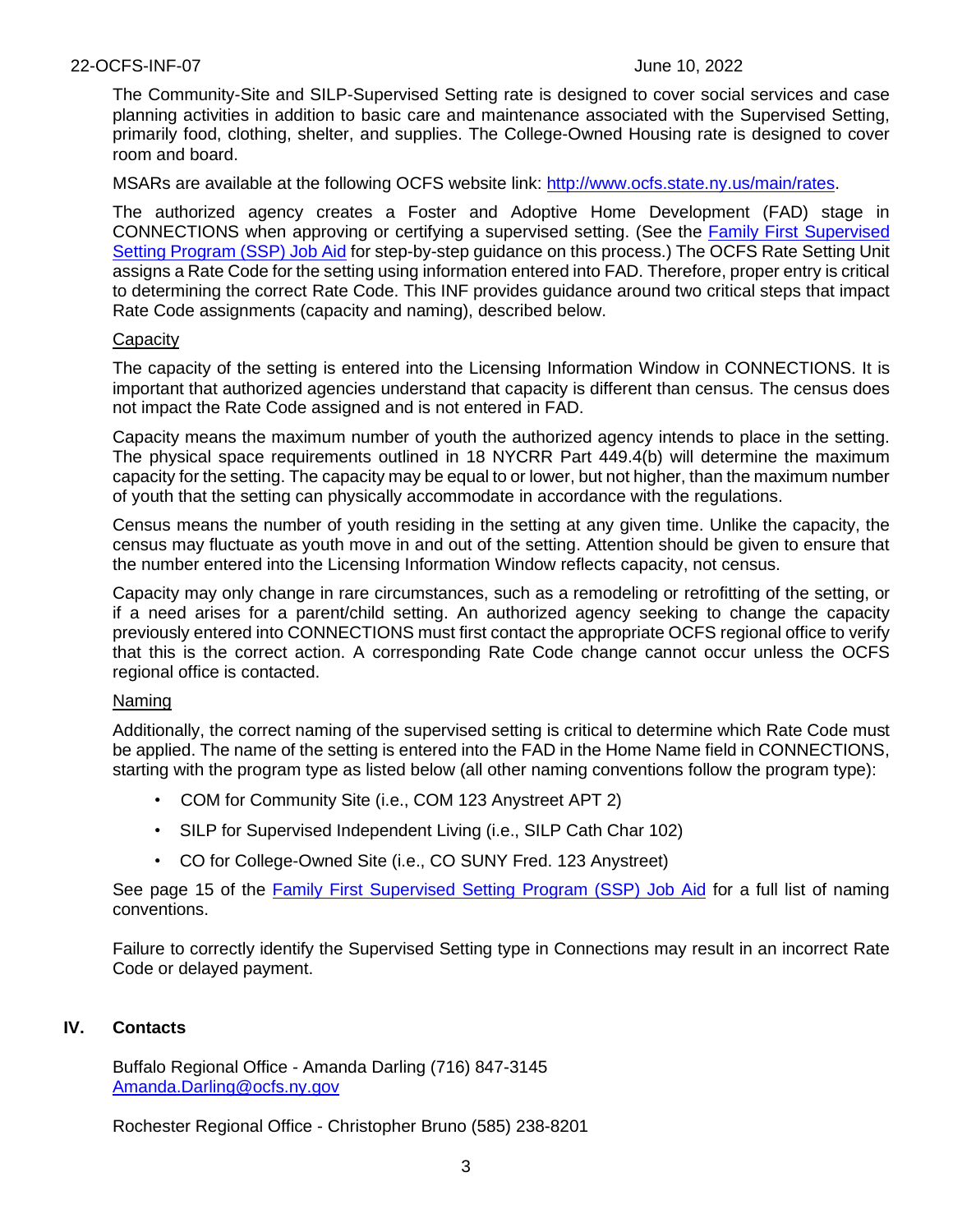The Community-Site and SILP-Supervised Setting rate is designed to cover social services and case planning activities in addition to basic care and maintenance associated with the Supervised Setting, primarily food, clothing, shelter, and supplies. The College-Owned Housing rate is designed to cover room and board.

MSARs are available at the following OCFS website link: [http://www.ocfs.state.ny.us/main/rates](http://www.ocfs.state.ny.us/main/rates).

The authorized agency creates a Foster and Adoptive Home Development (FAD) stage in CONNECTIONS when approving or certifying a supervised setting. (See the [Family First Supervised Setting Program (SSP) Job Aid]() for step-by-step guidance on this process.) The OCFS Rate Setting Unit assigns a Rate Code for the setting using information entered into FAD. Therefore, proper entry is critical to determining the correct Rate Code. This INF provides guidance around two critical steps that impact Rate Code assignments (capacity and naming), described below.

Capacity

The capacity of the setting is entered into the Licensing Information Window in CONNECTIONS. It is important that authorized agencies understand that capacity is different than census. The census does not impact the Rate Code assigned and is not entered in FAD.

Capacity means the maximum number of youth the authorized agency intends to place in the setting. The physical space requirements outlined in 18 NYCRR Part 449.4(b) will determine the maximum capacity for the setting. The capacity may be equal to or lower, but not higher, than the maximum number of youth that the setting can physically accommodate in accordance with the regulations.

Census means the number of youth residing in the setting at any given time. Unlike the capacity, the census may fluctuate as youth move in and out of the setting. Attention should be given to ensure that the number entered into the Licensing Information Window reflects capacity, not census.

Capacity may only change in rare circumstances, such as a remodeling or retrofitting of the setting, or if a need arises for a parent/child setting. An authorized agency seeking to change the capacity previously entered into CONNECTIONS must first contact the appropriate OCFS regional office to verify that this is the correct action. A corresponding Rate Code change cannot occur unless the OCFS regional office is contacted.

Naming

Additionally, the correct naming of the supervised setting is critical to determine which Rate Code must be applied. The name of the setting is entered into the FAD in the Home Name field in CONNECTIONS, starting with the program type as listed below (all other naming conventions follow the program type):

- COM for Community Site (i.e., COM 123 Anystreet APT 2)
- SILP for Supervised Independent Living (i.e., SILP Cath Char 102)
- CO for College-Owned Site (i.e., CO SUNY Fred. 123 Anystreet)

See page 15 of the [Family First Supervised Setting Program (SSP) Job Aid]() for a full list of naming conventions.

Failure to correctly identify the Supervised Setting type in Connections may result in an incorrect Rate Code or delayed payment.

## IV. Contacts

Buffalo Regional Office - Amanda Darling (716) 847-3145
[Amanda.Darling@ocfs.ny.gov](mailto:Amanda.Darling@ocfs.ny.gov)

Rochester Regional Office - Christopher Bruno (585) 238-8201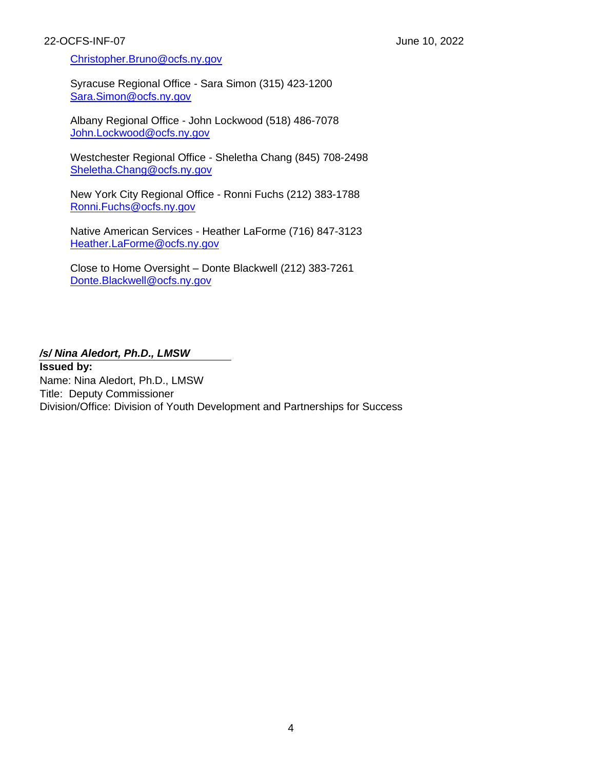Christopher.Bruno@ocfs.ny.gov

Syracuse Regional Office - Sara Simon (315) 423-1200
Sara.Simon@ocfs.ny.gov

Albany Regional Office - John Lockwood (518) 486-7078
John.Lockwood@ocfs.ny.gov

Westchester Regional Office - Sheletha Chang (845) 708-2498
Sheletha.Chang@ocfs.ny.gov

New York City Regional Office - Ronni Fuchs (212) 383-1788
Ronni.Fuchs@ocfs.ny.gov

Native American Services - Heather LaForme (716) 847-3123
Heather.LaForme@ocfs.ny.gov

Close to Home Oversight – Donte Blackwell (212) 383-7261
Donte.Blackwell@ocfs.ny.gov

***/s/ Nina Aledort, Ph.D., LMSW***

**Issued by:**
Name: Nina Aledort, Ph.D., LMSW
Title: Deputy Commissioner
Division/Office: Division of Youth Development and Partnerships for Success